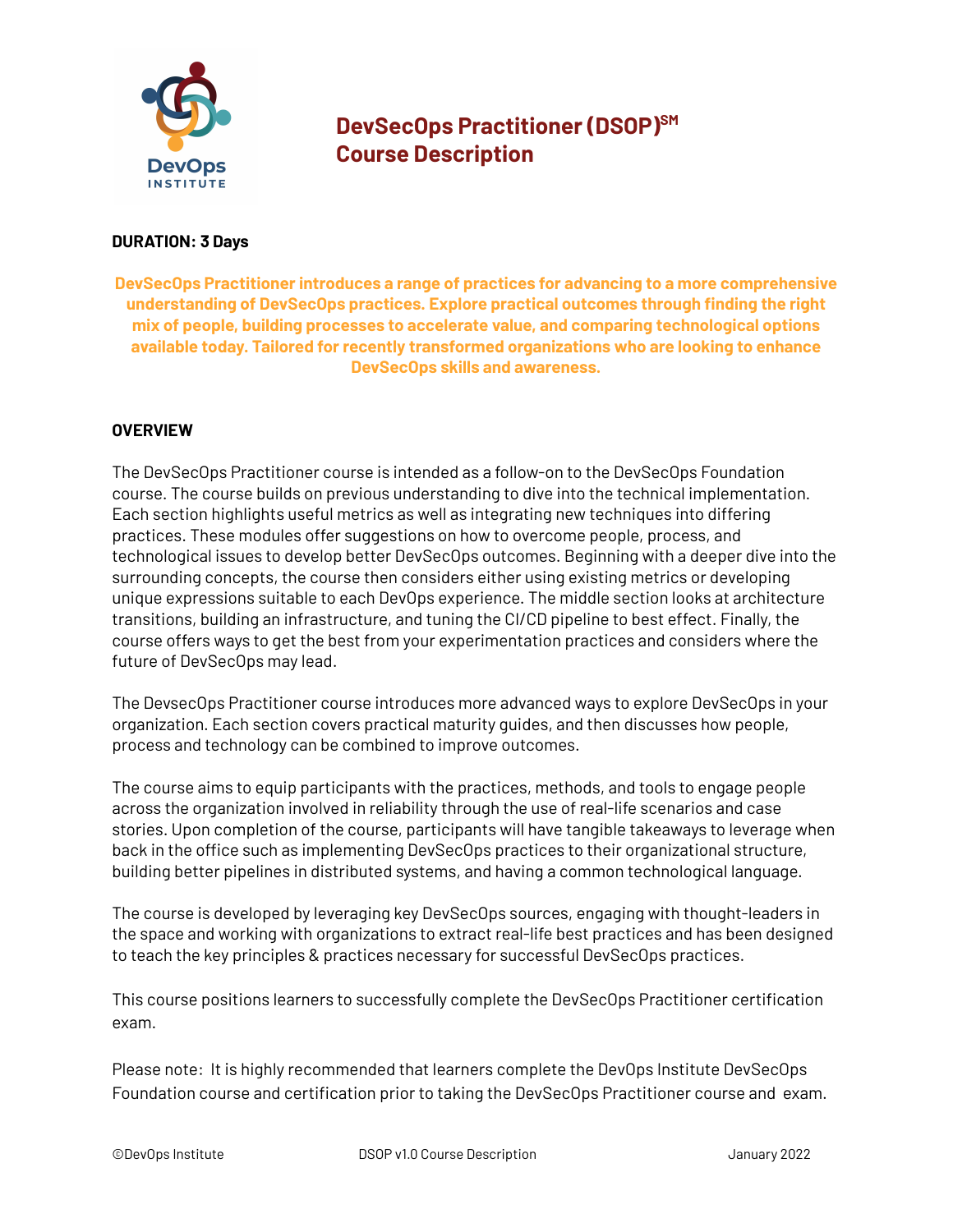# DevSecOps Practitioner (DSOP)SM
# Course Description

**DURATION: 3 Days**

**DevSecOps Practitioner introduces a range of practices for advancing to a more comprehensive understanding of DevSecOps practices. Explore practical outcomes through finding the right mix of people, building processes to accelerate value, and comparing technological options available today. Tailored for recently transformed organizations who are looking to enhance DevSecOps skills and awareness.**

## OVERVIEW

The DevSecOps Practitioner course is intended as a follow-on to the DevSecOps Foundation course. The course builds on previous understanding to dive into the technical implementation. Each section highlights useful metrics as well as integrating new techniques into differing practices. These modules offer suggestions on how to overcome people, process, and technological issues to develop better DevSecOps outcomes. Beginning with a deeper dive into the surrounding concepts, the course then considers either using existing metrics or developing unique expressions suitable to each DevOps experience. The middle section looks at architecture transitions, building an infrastructure, and tuning the CI/CD pipeline to best effect. Finally, the course offers ways to get the best from your experimentation practices and considers where the future of DevSecOps may lead.

The DevsecOps Practitioner course introduces more advanced ways to explore DevSecOps in your organization. Each section covers practical maturity guides, and then discusses how people, process and technology can be combined to improve outcomes.

The course aims to equip participants with the practices, methods, and tools to engage people across the organization involved in reliability through the use of real-life scenarios and case stories. Upon completion of the course, participants will have tangible takeaways to leverage when back in the office such as implementing DevSecOps practices to their organizational structure, building better pipelines in distributed systems, and having a common technological language.

The course is developed by leveraging key DevSecOps sources, engaging with thought-leaders in the space and working with organizations to extract real-life best practices and has been designed to teach the key principles & practices necessary for successful DevSecOps practices.

This course positions learners to successfully complete the DevSecOps Practitioner certification exam.

Please note: It is highly recommended that learners complete the DevOps Institute DevSecOps Foundation course and certification prior to taking the DevSecOps Practitioner course and exam.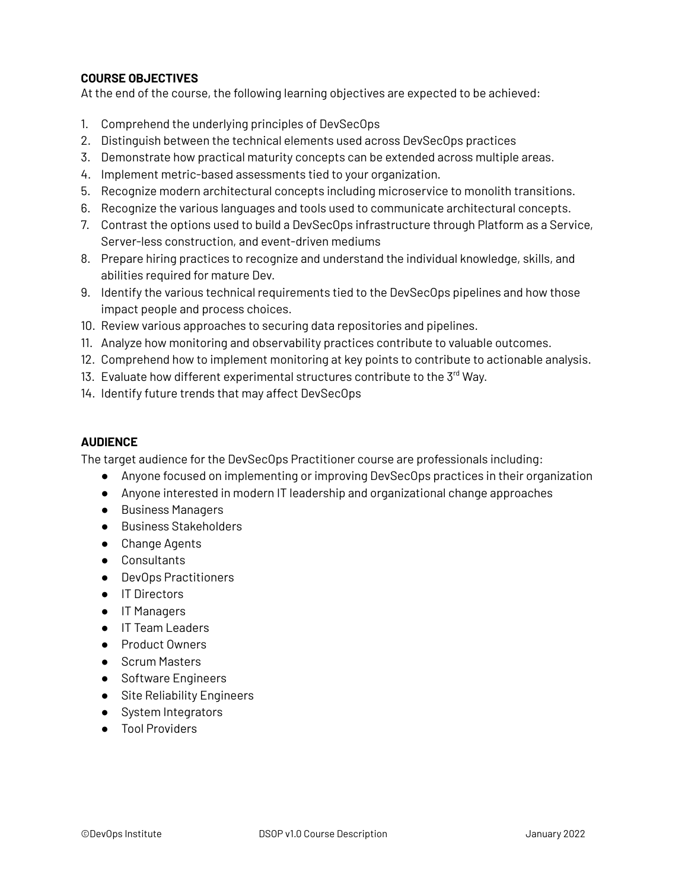**COURSE OBJECTIVES**

At the end of the course, the following learning objectives are expected to be achieved:

1. Comprehend the underlying principles of DevSecOps
2. Distinguish between the technical elements used across DevSecOps practices
3. Demonstrate how practical maturity concepts can be extended across multiple areas.
4. Implement metric-based assessments tied to your organization.
5. Recognize modern architectural concepts including microservice to monolith transitions.
6. Recognize the various languages and tools used to communicate architectural concepts.
7. Contrast the options used to build a DevSecOps infrastructure through Platform as a Service, Server-less construction, and event-driven mediums
8. Prepare hiring practices to recognize and understand the individual knowledge, skills, and abilities required for mature Dev.
9. Identify the various technical requirements tied to the DevSecOps pipelines and how those impact people and process choices.
10. Review various approaches to securing data repositories and pipelines.
11. Analyze how monitoring and observability practices contribute to valuable outcomes.
12. Comprehend how to implement monitoring at key points to contribute to actionable analysis.
13. Evaluate how different experimental structures contribute to the 3rd Way.
14. Identify future trends that may affect DevSecOps

**AUDIENCE**

The target audience for the DevSecOps Practitioner course are professionals including:

- Anyone focused on implementing or improving DevSecOps practices in their organization
- Anyone interested in modern IT leadership and organizational change approaches
- Business Managers
- Business Stakeholders
- Change Agents
- Consultants
- DevOps Practitioners
- IT Directors
- IT Managers
- IT Team Leaders
- Product Owners
- Scrum Masters
- Software Engineers
- Site Reliability Engineers
- System Integrators
- Tool Providers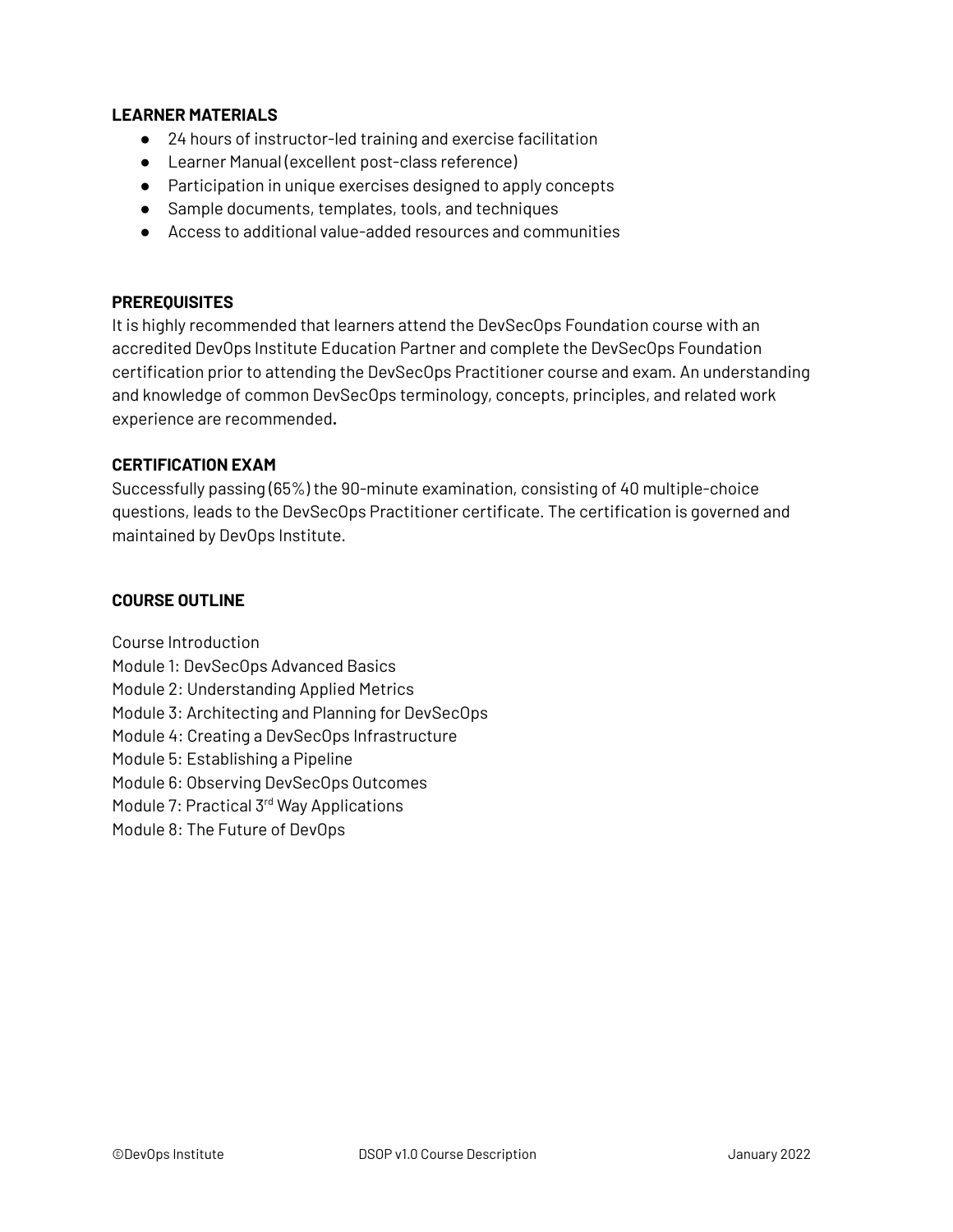**LEARNER MATERIALS**

- 24 hours of instructor-led training and exercise facilitation
- Learner Manual (excellent post-class reference)
- Participation in unique exercises designed to apply concepts
- Sample documents, templates, tools, and techniques
- Access to additional value-added resources and communities

**PREREQUISITES**

It is highly recommended that learners attend the DevSecOps Foundation course with an accredited DevOps Institute Education Partner and complete the DevSecOps Foundation certification prior to attending the DevSecOps Practitioner course and exam. An understanding and knowledge of common DevSecOps terminology, concepts, principles, and related work experience are recommended.

**CERTIFICATION EXAM**

Successfully passing (65%) the 90-minute examination, consisting of 40 multiple-choice questions, leads to the DevSecOps Practitioner certificate. The certification is governed and maintained by DevOps Institute.

**COURSE OUTLINE**

Course Introduction
Module 1: DevSecOps Advanced Basics
Module 2: Understanding Applied Metrics
Module 3: Architecting and Planning for DevSecOps
Module 4: Creating a DevSecOps Infrastructure
Module 5: Establishing a Pipeline
Module 6: Observing DevSecOps Outcomes
Module 7: Practical 3rd Way Applications
Module 8: The Future of DevOps